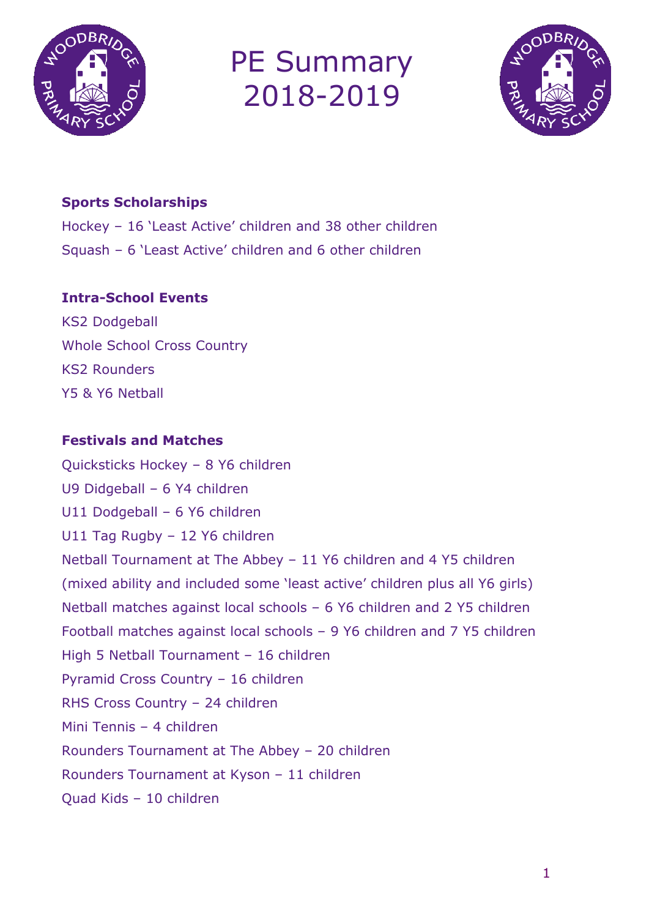# PE Summary 2018-2019

**Sports Scholarships**

Hockey – 16 'Least Active' children and 38 other children

Squash – 6 'Least Active' children and 6 other children

**Intra-School Events**

KS2 Dodgeball

Whole School Cross Country

KS2 Rounders

Y5 & Y6 Netball

**Festivals and Matches**

Quicksticks Hockey – 8 Y6 children

U9 Didgeball – 6 Y4 children

U11 Dodgeball – 6 Y6 children

U11 Tag Rugby – 12 Y6 children

Netball Tournament at The Abbey – 11 Y6 children and 4 Y5 children (mixed ability and included some 'least active' children plus all Y6 girls)

Netball matches against local schools – 6 Y6 children and 2 Y5 children

Football matches against local schools – 9 Y6 children and 7 Y5 children

High 5 Netball Tournament – 16 children

Pyramid Cross Country – 16 children

RHS Cross Country – 24 children

Mini Tennis – 4 children

Rounders Tournament at The Abbey – 20 children

Rounders Tournament at Kyson – 11 children

Quad Kids – 10 children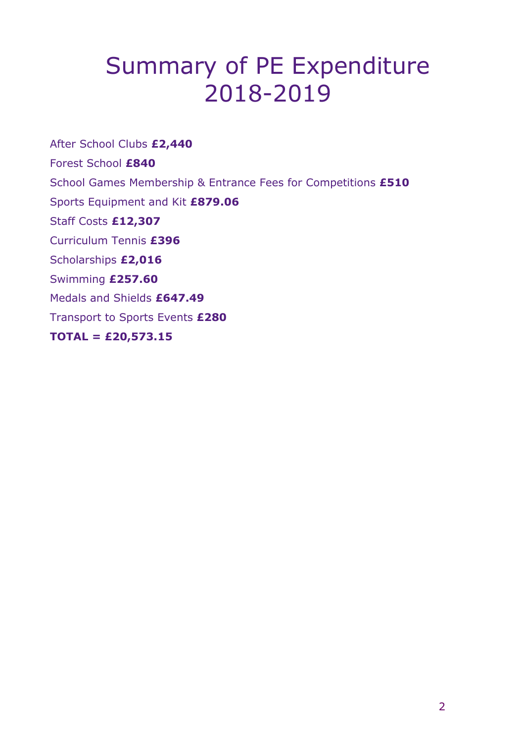# Summary of PE Expenditure 2018-2019

After School Clubs **£2,440**

Forest School **£840**

School Games Membership & Entrance Fees for Competitions **£510**

Sports Equipment and Kit **£879.06**

Staff Costs **£12,307**

Curriculum Tennis **£396**

Scholarships **£2,016**

Swimming **£257.60**

Medals and Shields **£647.49**

Transport to Sports Events **£280**

**TOTAL = £20,573.15**